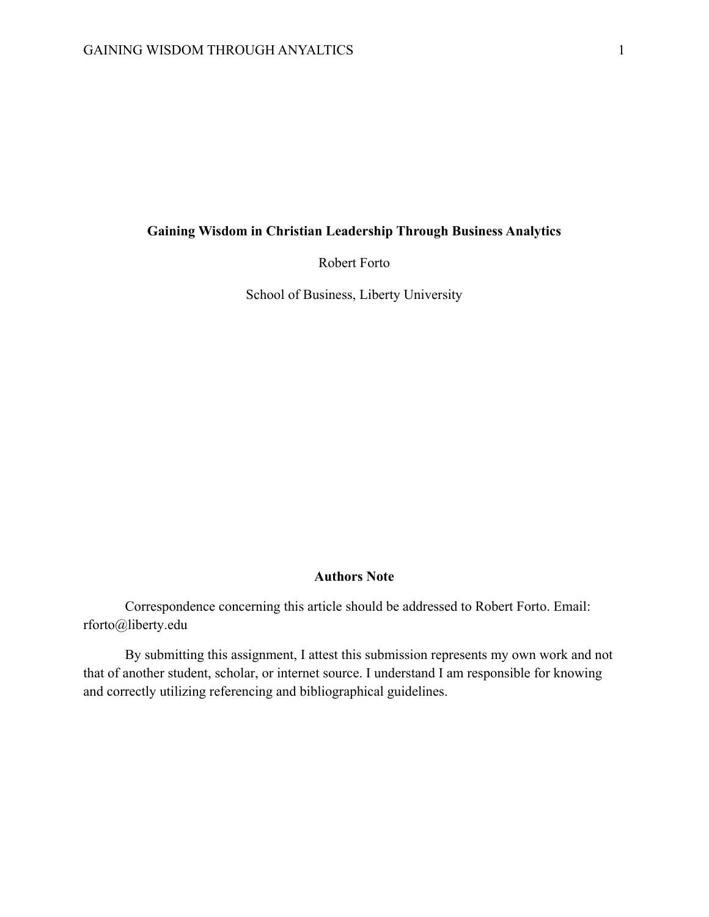# Gaining Wisdom in Christian Leadership Through Business Analytics

Robert Forto

School of Business, Liberty University

## Authors Note

Correspondence concerning this article should be addressed to Robert Forto. Email: rforto@liberty.edu

By submitting this assignment, I attest this submission represents my own work and not that of another student, scholar, or internet source. I understand I am responsible for knowing and correctly utilizing referencing and bibliographical guidelines.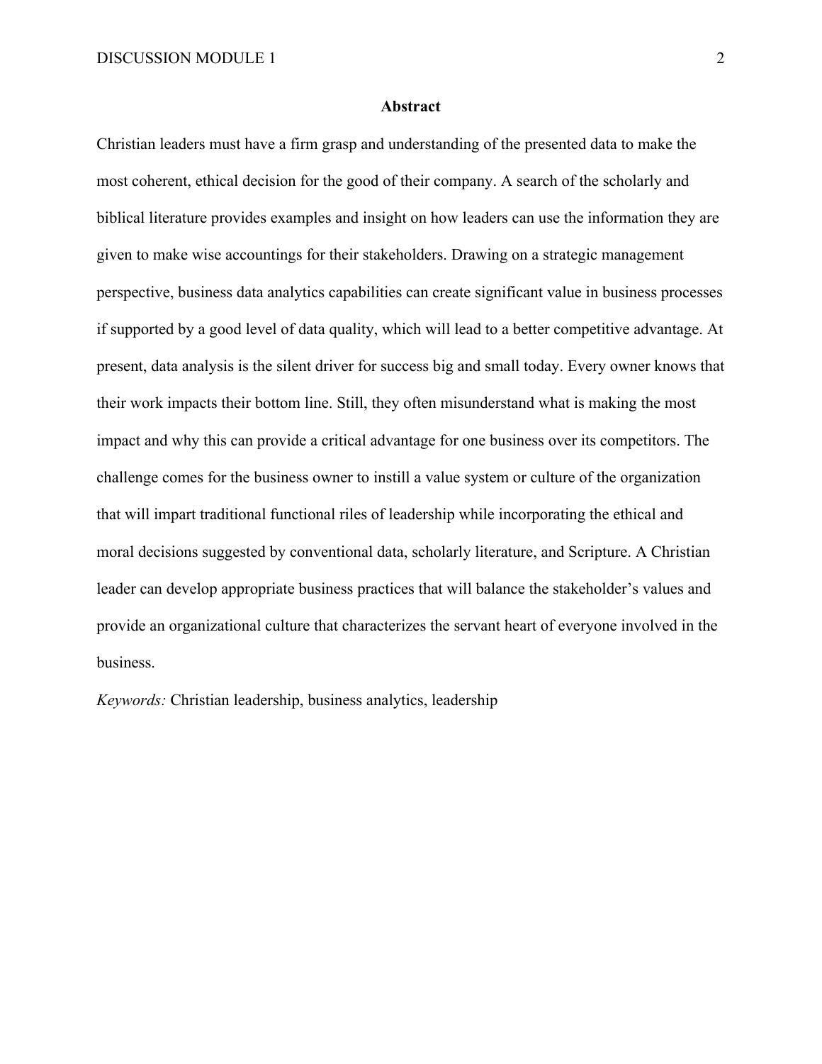## Abstract

Christian leaders must have a firm grasp and understanding of the presented data to make the most coherent, ethical decision for the good of their company. A search of the scholarly and biblical literature provides examples and insight on how leaders can use the information they are given to make wise accountings for their stakeholders. Drawing on a strategic management perspective, business data analytics capabilities can create significant value in business processes if supported by a good level of data quality, which will lead to a better competitive advantage. At present, data analysis is the silent driver for success big and small today. Every owner knows that their work impacts their bottom line. Still, they often misunderstand what is making the most impact and why this can provide a critical advantage for one business over its competitors. The challenge comes for the business owner to instill a value system or culture of the organization that will impart traditional functional riles of leadership while incorporating the ethical and moral decisions suggested by conventional data, scholarly literature, and Scripture. A Christian leader can develop appropriate business practices that will balance the stakeholder's values and provide an organizational culture that characterizes the servant heart of everyone involved in the business.

*Keywords:* Christian leadership, business analytics, leadership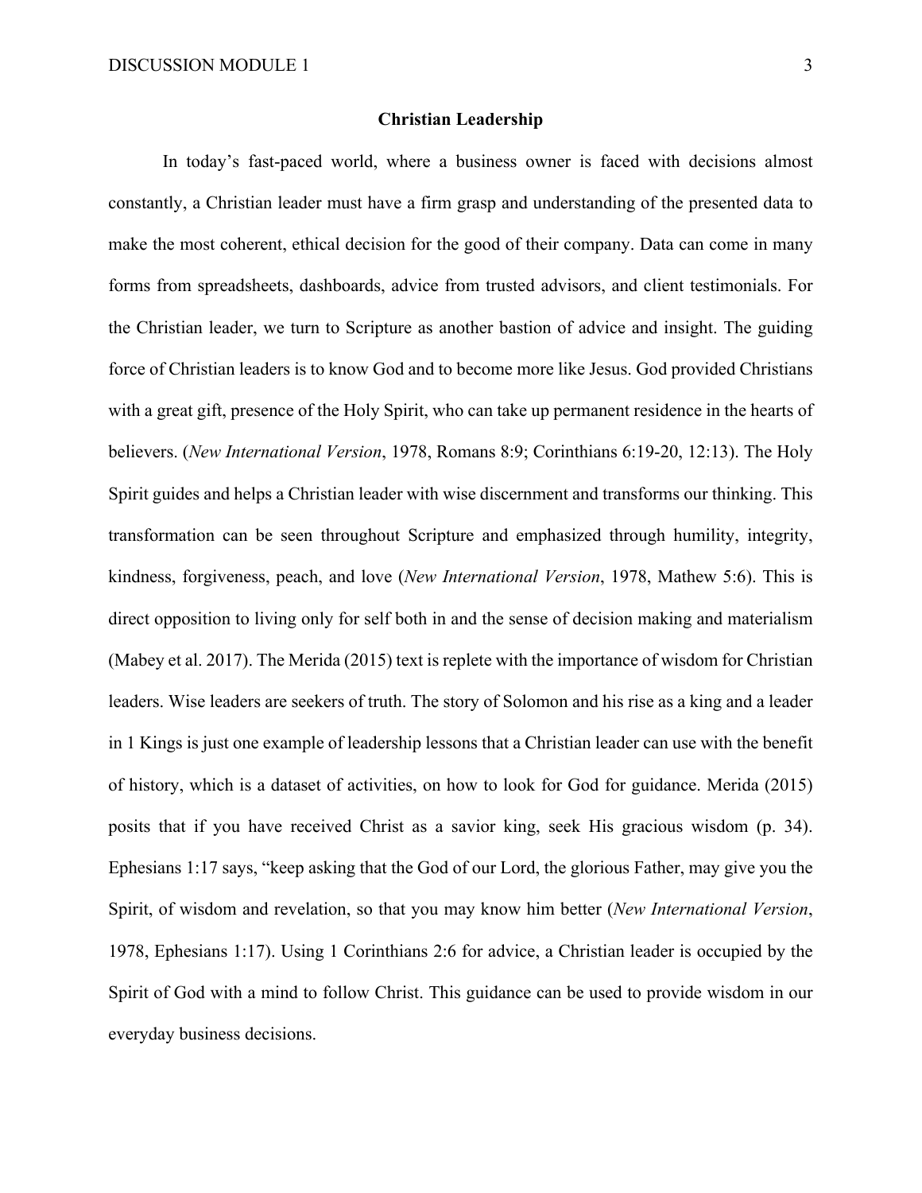## Christian Leadership

In today's fast-paced world, where a business owner is faced with decisions almost constantly, a Christian leader must have a firm grasp and understanding of the presented data to make the most coherent, ethical decision for the good of their company. Data can come in many forms from spreadsheets, dashboards, advice from trusted advisors, and client testimonials. For the Christian leader, we turn to Scripture as another bastion of advice and insight. The guiding force of Christian leaders is to know God and to become more like Jesus. God provided Christians with a great gift, presence of the Holy Spirit, who can take up permanent residence in the hearts of believers. (*New International Version*, 1978, Romans 8:9; Corinthians 6:19-20, 12:13). The Holy Spirit guides and helps a Christian leader with wise discernment and transforms our thinking. This transformation can be seen throughout Scripture and emphasized through humility, integrity, kindness, forgiveness, peach, and love (*New International Version*, 1978, Mathew 5:6). This is direct opposition to living only for self both in and the sense of decision making and materialism (Mabey et al. 2017). The Merida (2015) text is replete with the importance of wisdom for Christian leaders. Wise leaders are seekers of truth. The story of Solomon and his rise as a king and a leader in 1 Kings is just one example of leadership lessons that a Christian leader can use with the benefit of history, which is a dataset of activities, on how to look for God for guidance. Merida (2015) posits that if you have received Christ as a savior king, seek His gracious wisdom (p. 34). Ephesians 1:17 says, "keep asking that the God of our Lord, the glorious Father, may give you the Spirit, of wisdom and revelation, so that you may know him better (*New International Version*, 1978, Ephesians 1:17). Using 1 Corinthians 2:6 for advice, a Christian leader is occupied by the Spirit of God with a mind to follow Christ. This guidance can be used to provide wisdom in our everyday business decisions.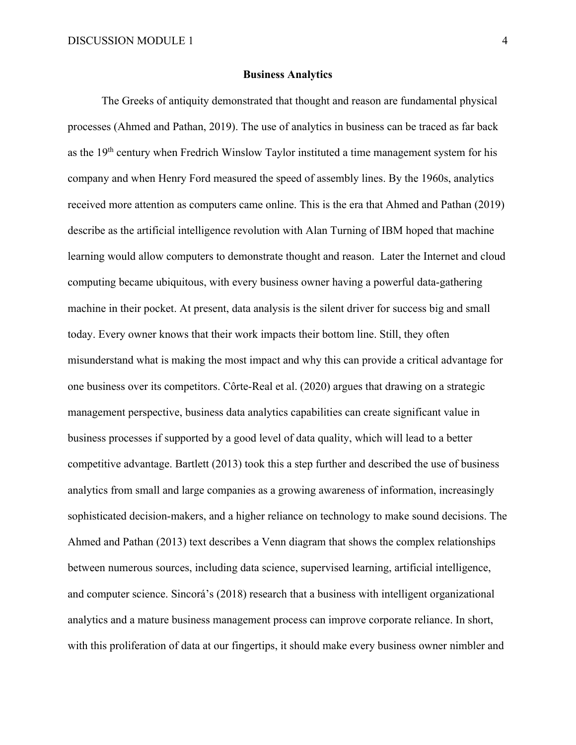**Business Analytics**

The Greeks of antiquity demonstrated that thought and reason are fundamental physical processes (Ahmed and Pathan, 2019). The use of analytics in business can be traced as far back as the 19th century when Fredrich Winslow Taylor instituted a time management system for his company and when Henry Ford measured the speed of assembly lines. By the 1960s, analytics received more attention as computers came online. This is the era that Ahmed and Pathan (2019) describe as the artificial intelligence revolution with Alan Turning of IBM hoped that machine learning would allow computers to demonstrate thought and reason. Later the Internet and cloud computing became ubiquitous, with every business owner having a powerful data-gathering machine in their pocket. At present, data analysis is the silent driver for success big and small today. Every owner knows that their work impacts their bottom line. Still, they often misunderstand what is making the most impact and why this can provide a critical advantage for one business over its competitors. Côrte-Real et al. (2020) argues that drawing on a strategic management perspective, business data analytics capabilities can create significant value in business processes if supported by a good level of data quality, which will lead to a better competitive advantage. Bartlett (2013) took this a step further and described the use of business analytics from small and large companies as a growing awareness of information, increasingly sophisticated decision-makers, and a higher reliance on technology to make sound decisions. The Ahmed and Pathan (2013) text describes a Venn diagram that shows the complex relationships between numerous sources, including data science, supervised learning, artificial intelligence, and computer science. Sincorá's (2018) research that a business with intelligent organizational analytics and a mature business management process can improve corporate reliance. In short, with this proliferation of data at our fingertips, it should make every business owner nimbler and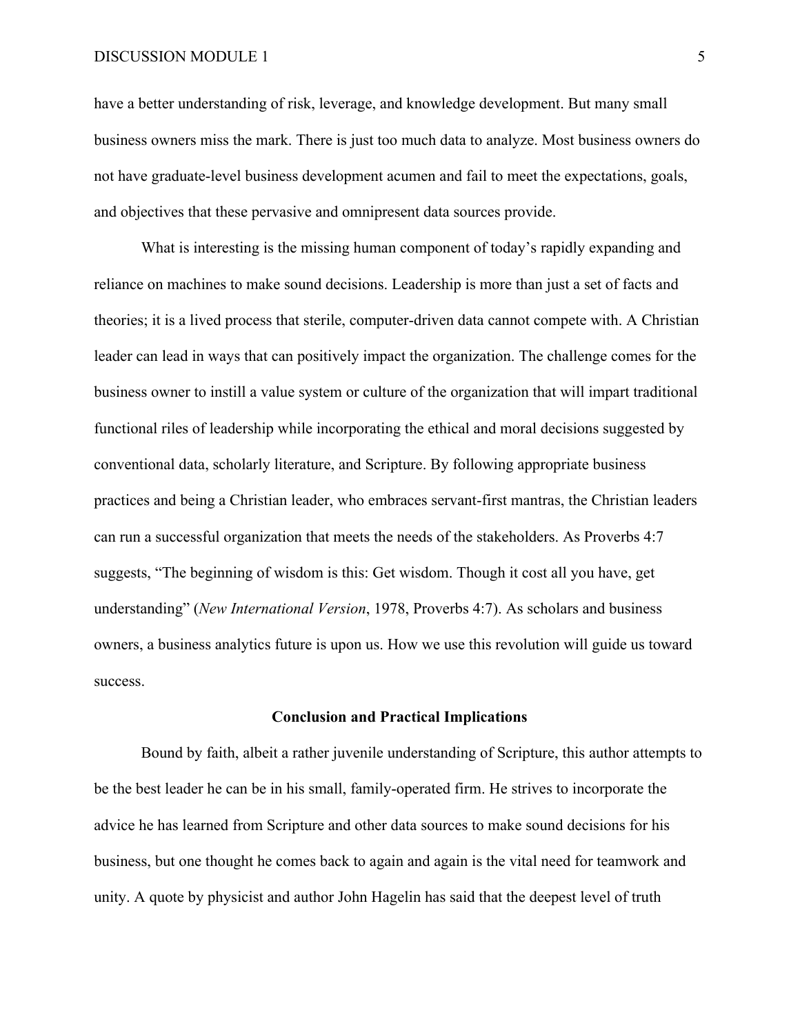have a better understanding of risk, leverage, and knowledge development. But many small business owners miss the mark. There is just too much data to analyze. Most business owners do not have graduate-level business development acumen and fail to meet the expectations, goals, and objectives that these pervasive and omnipresent data sources provide.

What is interesting is the missing human component of today's rapidly expanding and reliance on machines to make sound decisions. Leadership is more than just a set of facts and theories; it is a lived process that sterile, computer-driven data cannot compete with. A Christian leader can lead in ways that can positively impact the organization. The challenge comes for the business owner to instill a value system or culture of the organization that will impart traditional functional riles of leadership while incorporating the ethical and moral decisions suggested by conventional data, scholarly literature, and Scripture. By following appropriate business practices and being a Christian leader, who embraces servant-first mantras, the Christian leaders can run a successful organization that meets the needs of the stakeholders. As Proverbs 4:7 suggests, "The beginning of wisdom is this: Get wisdom. Though it cost all you have, get understanding" (*New International Version*, 1978, Proverbs 4:7). As scholars and business owners, a business analytics future is upon us. How we use this revolution will guide us toward success.

## Conclusion and Practical Implications

Bound by faith, albeit a rather juvenile understanding of Scripture, this author attempts to be the best leader he can be in his small, family-operated firm. He strives to incorporate the advice he has learned from Scripture and other data sources to make sound decisions for his business, but one thought he comes back to again and again is the vital need for teamwork and unity. A quote by physicist and author John Hagelin has said that the deepest level of truth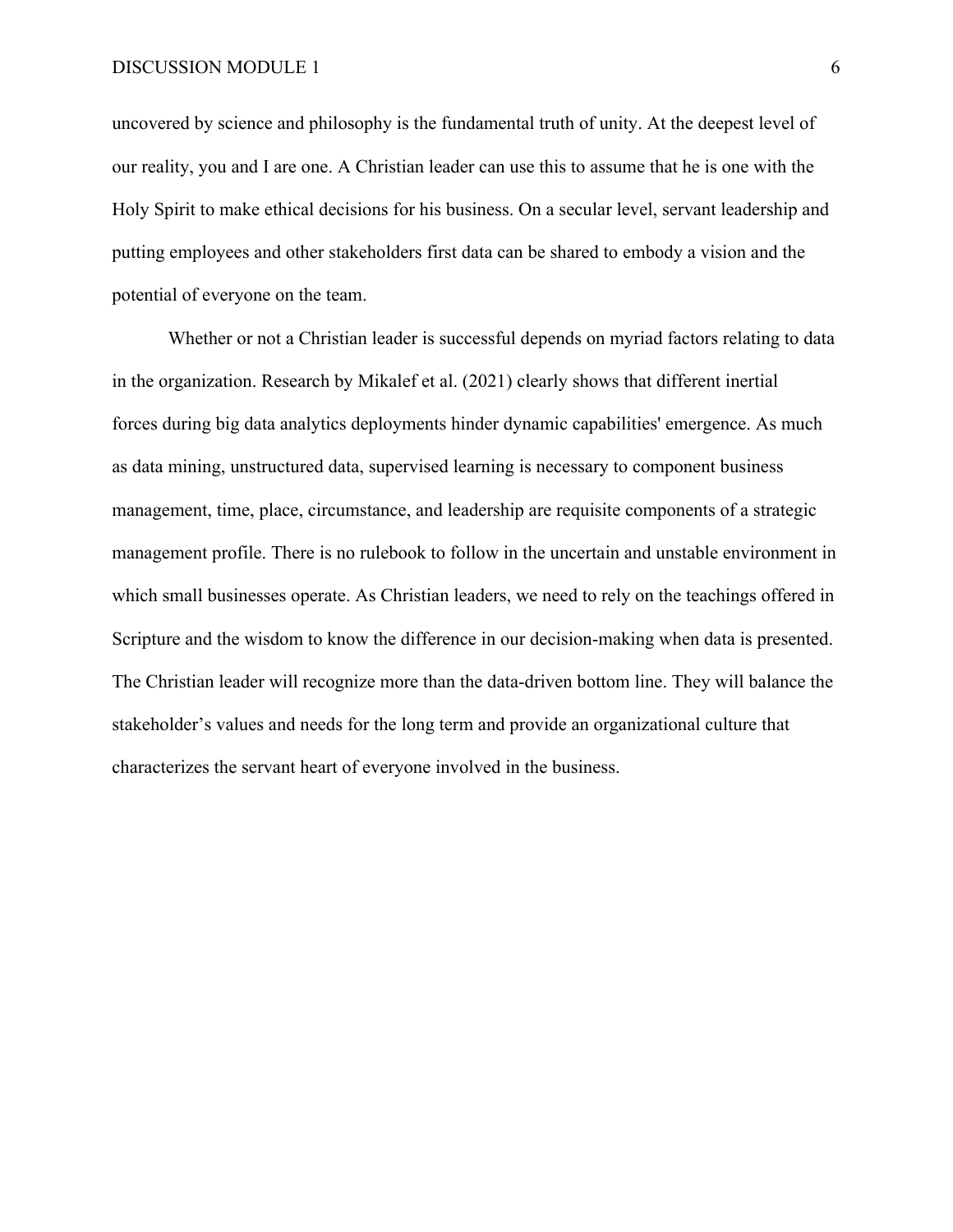uncovered by science and philosophy is the fundamental truth of unity. At the deepest level of our reality, you and I are one. A Christian leader can use this to assume that he is one with the Holy Spirit to make ethical decisions for his business. On a secular level, servant leadership and putting employees and other stakeholders first data can be shared to embody a vision and the potential of everyone on the team.

Whether or not a Christian leader is successful depends on myriad factors relating to data in the organization. Research by Mikalef et al. (2021) clearly shows that different inertial forces during big data analytics deployments hinder dynamic capabilities' emergence. As much as data mining, unstructured data, supervised learning is necessary to component business management, time, place, circumstance, and leadership are requisite components of a strategic management profile. There is no rulebook to follow in the uncertain and unstable environment in which small businesses operate. As Christian leaders, we need to rely on the teachings offered in Scripture and the wisdom to know the difference in our decision-making when data is presented. The Christian leader will recognize more than the data-driven bottom line. They will balance the stakeholder's values and needs for the long term and provide an organizational culture that characterizes the servant heart of everyone involved in the business.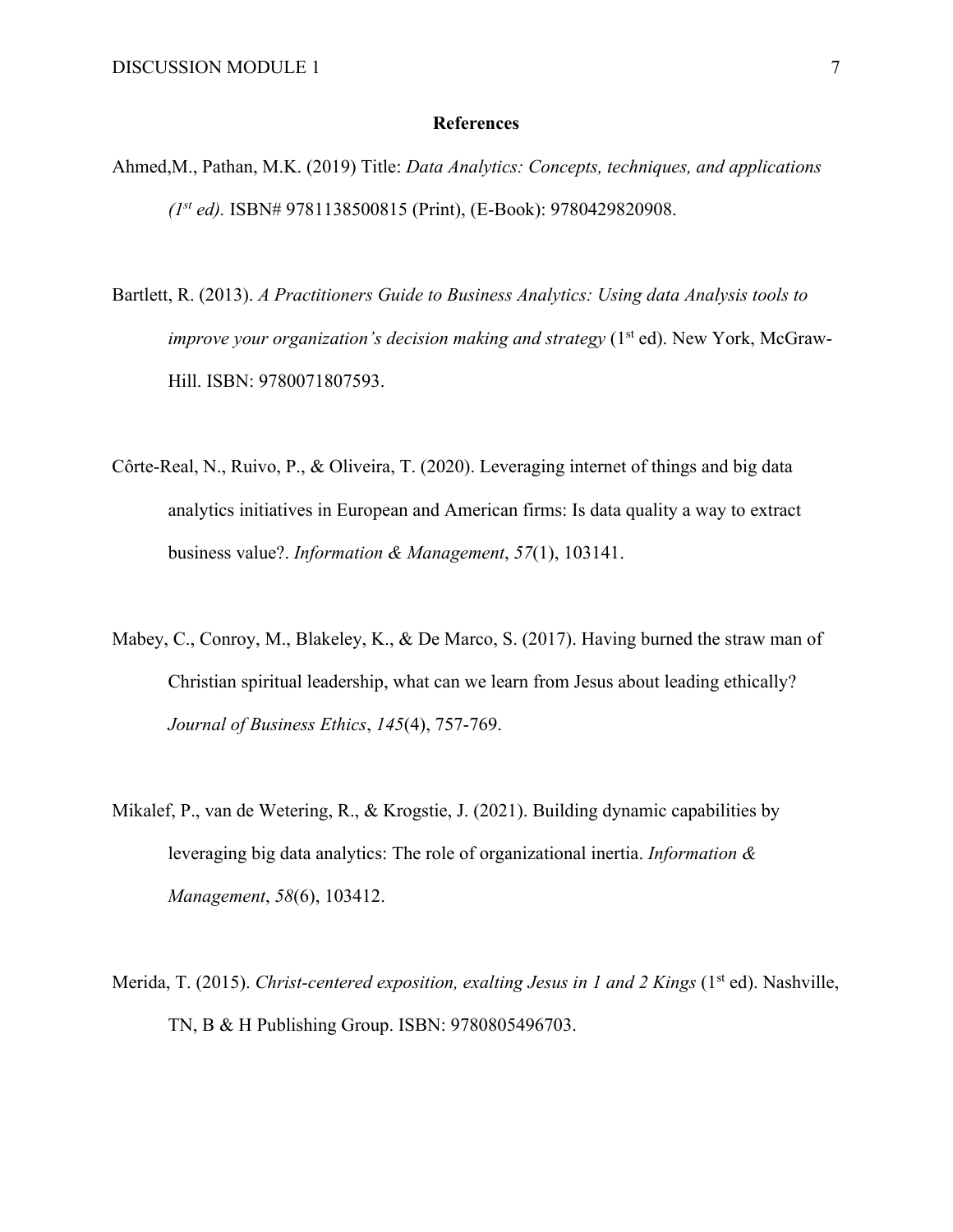## References

Ahmed,M., Pathan, M.K. (2019) Title: *Data Analytics: Concepts, techniques, and applications (1st ed).* ISBN# 9781138500815 (Print), (E-Book): 9780429820908.

Bartlett, R. (2013). *A Practitioners Guide to Business Analytics: Using data Analysis tools to improve your organization's decision making and strategy* (1st ed). New York, McGraw-Hill. ISBN: 9780071807593.

Côrte-Real, N., Ruivo, P., & Oliveira, T. (2020). Leveraging internet of things and big data analytics initiatives in European and American firms: Is data quality a way to extract business value?. *Information & Management*, *57*(1), 103141.

Mabey, C., Conroy, M., Blakeley, K., & De Marco, S. (2017). Having burned the straw man of Christian spiritual leadership, what can we learn from Jesus about leading ethically? *Journal of Business Ethics*, *145*(4), 757-769.

Mikalef, P., van de Wetering, R., & Krogstie, J. (2021). Building dynamic capabilities by leveraging big data analytics: The role of organizational inertia. *Information & Management*, *58*(6), 103412.

Merida, T. (2015). *Christ-centered exposition, exalting Jesus in 1 and 2 Kings* (1st ed). Nashville, TN, B & H Publishing Group. ISBN: 9780805496703.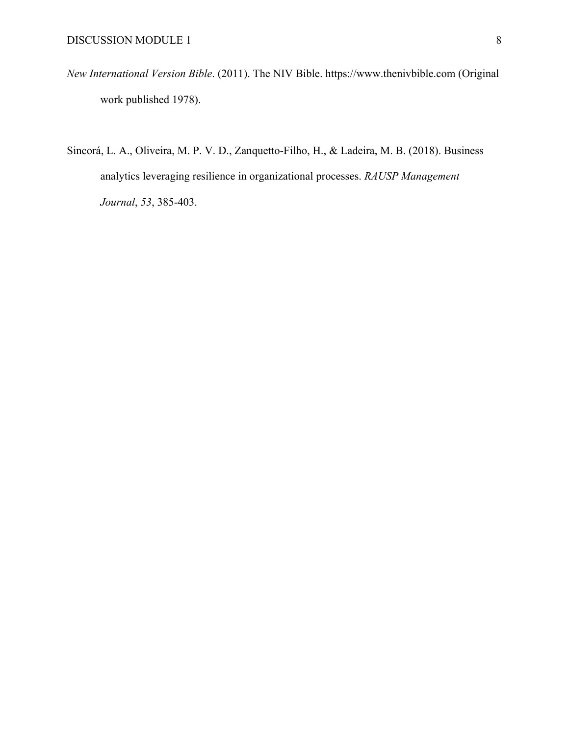*New International Version Bible*. (2011). The NIV Bible. https://www.thenivbible.com (Original work published 1978).

Sincorá, L. A., Oliveira, M. P. V. D., Zanquetto-Filho, H., & Ladeira, M. B. (2018). Business analytics leveraging resilience in organizational processes. *RAUSP Management Journal*, *53*, 385-403.